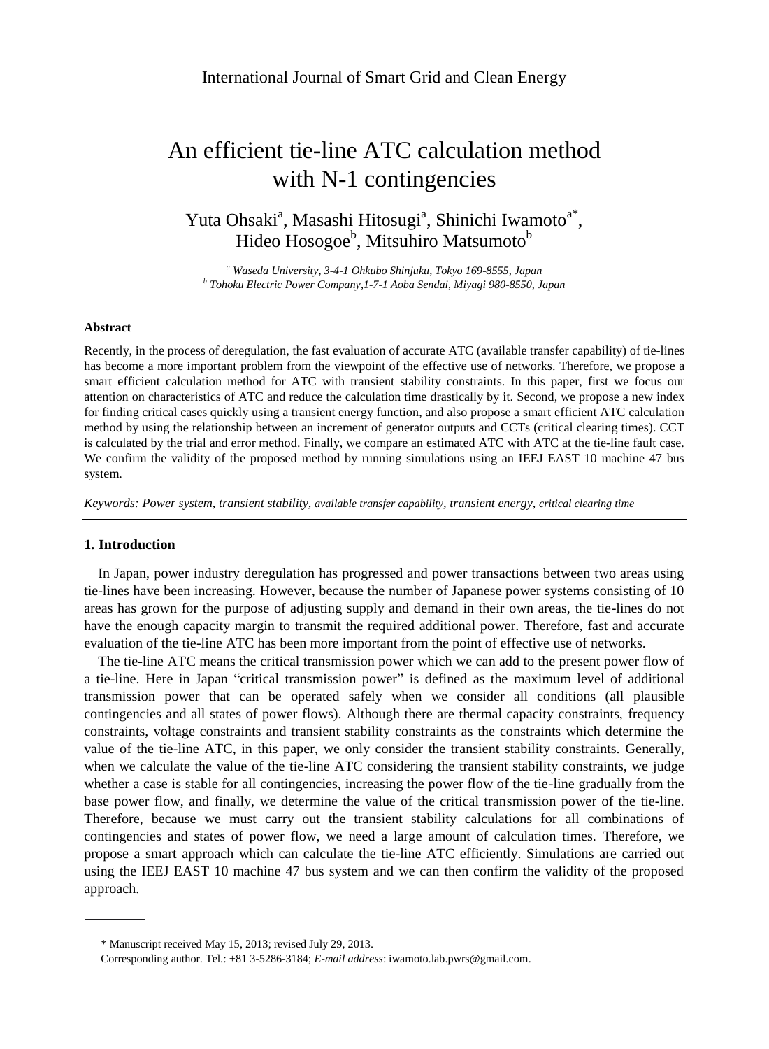# An efficient tie-line ATC calculation method with N-1 contingencies

Yuta Ohsaki[a], Masashi Hitosugi[a], Shinichi Iwamoto[a*], Hideo Hosogoe[b], Mitsuhiro Matsumoto[b]

[a] *Waseda University, 3-4-1 Ohkubo Shinjuku, Tokyo 169-8555, Japan*
[b] *Tohoku Electric Power Company,1-7-1 Aoba Sendai, Miyagi 980-8550, Japan*

---

### Abstract

Recently, in the process of deregulation, the fast evaluation of accurate ATC (available transfer capability) of tie-lines has become a more important problem from the viewpoint of the effective use of networks. Therefore, we propose a smart efficient calculation method for ATC with transient stability constraints. In this paper, first we focus our attention on characteristics of ATC and reduce the calculation time drastically by it. Second, we propose a new index for finding critical cases quickly using a transient energy function, and also propose a smart efficient ATC calculation method by using the relationship between an increment of generator outputs and CCTs (critical clearing times). CCT is calculated by the trial and error method. Finally, we compare an estimated ATC with ATC at the tie-line fault case. We confirm the validity of the proposed method by running simulations using an IEEJ EAST 10 machine 47 bus system.

*Keywords: Power system, transient stability, available transfer capability, transient energy, critical clearing time*

---

## 1. Introduction

In Japan, power industry deregulation has progressed and power transactions between two areas using tie-lines have been increasing. However, because the number of Japanese power systems consisting of 10 areas has grown for the purpose of adjusting supply and demand in their own areas, the tie-lines do not have the enough capacity margin to transmit the required additional power. Therefore, fast and accurate evaluation of the tie-line ATC has been more important from the point of effective use of networks.

The tie-line ATC means the critical transmission power which we can add to the present power flow of a tie-line. Here in Japan "critical transmission power" is defined as the maximum level of additional transmission power that can be operated safely when we consider all conditions (all plausible contingencies and all states of power flows). Although there are thermal capacity constraints, frequency constraints, voltage constraints and transient stability constraints as the constraints which determine the value of the tie-line ATC, in this paper, we only consider the transient stability constraints. Generally, when we calculate the value of the tie-line ATC considering the transient stability constraints, we judge whether a case is stable for all contingencies, increasing the power flow of the tie-line gradually from the base power flow, and finally, we determine the value of the critical transmission power of the tie-line. Therefore, because we must carry out the transient stability calculations for all combinations of contingencies and states of power flow, we need a large amount of calculation times. Therefore, we propose a smart approach which can calculate the tie-line ATC efficiently. Simulations are carried out using the IEEJ EAST 10 machine 47 bus system and we can then confirm the validity of the proposed approach.

---

\* Manuscript received May 15, 2013; revised July 29, 2013.

Corresponding author. Tel.: +81 3-5286-3184; *E-mail address*: iwamoto.lab.pwrs@gmail.com.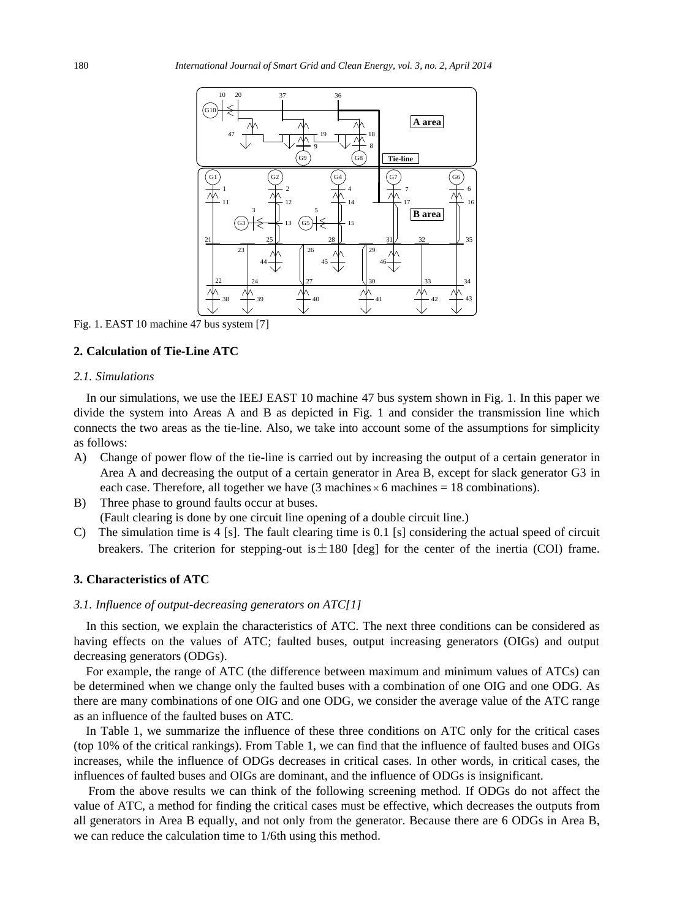Fig. 1. EAST 10 machine 47 bus system [7]

## 2. Calculation of Tie-Line ATC

### *2.1. Simulations*

In our simulations, we use the IEEJ EAST 10 machine 47 bus system shown in Fig. 1. In this paper we divide the system into Areas A and B as depicted in Fig. 1 and consider the transmission line which connects the two areas as the tie-line. Also, we take into account some of the assumptions for simplicity as follows:

A) Change of power flow of the tie-line is carried out by increasing the output of a certain generator in Area A and decreasing the output of a certain generator in Area B, except for slack generator G3 in each case. Therefore, all together we have (3 machines $\times$ 6 machines = 18 combinations).

B) Three phase to ground faults occur at buses.
(Fault clearing is done by one circuit line opening of a double circuit line.)

C) The simulation time is 4 [s]. The fault clearing time is 0.1 [s] considering the actual speed of circuit breakers. The criterion for stepping-out is $\pm$180 [deg] for the center of the inertia (COI) frame.

## 3. Characteristics of ATC

### *3.1. Influence of output-decreasing generators on ATC[1]*

In this section, we explain the characteristics of ATC. The next three conditions can be considered as having effects on the values of ATC; faulted buses, output increasing generators (OIGs) and output decreasing generators (ODGs).

For example, the range of ATC (the difference between maximum and minimum values of ATCs) can be determined when we change only the faulted buses with a combination of one OIG and one ODG. As there are many combinations of one OIG and one ODG, we consider the average value of the ATC range as an influence of the faulted buses on ATC.

In Table 1, we summarize the influence of these three conditions on ATC only for the critical cases (top 10% of the critical rankings). From Table 1, we can find that the influence of faulted buses and OIGs increases, while the influence of ODGs decreases in critical cases. In other words, in critical cases, the influences of faulted buses and OIGs are dominant, and the influence of ODGs is insignificant.

From the above results we can think of the following screening method. If ODGs do not affect the value of ATC, a method for finding the critical cases must be effective, which decreases the outputs from all generators in Area B equally, and not only from the generator. Because there are 6 ODGs in Area B, we can reduce the calculation time to 1/6th using this method.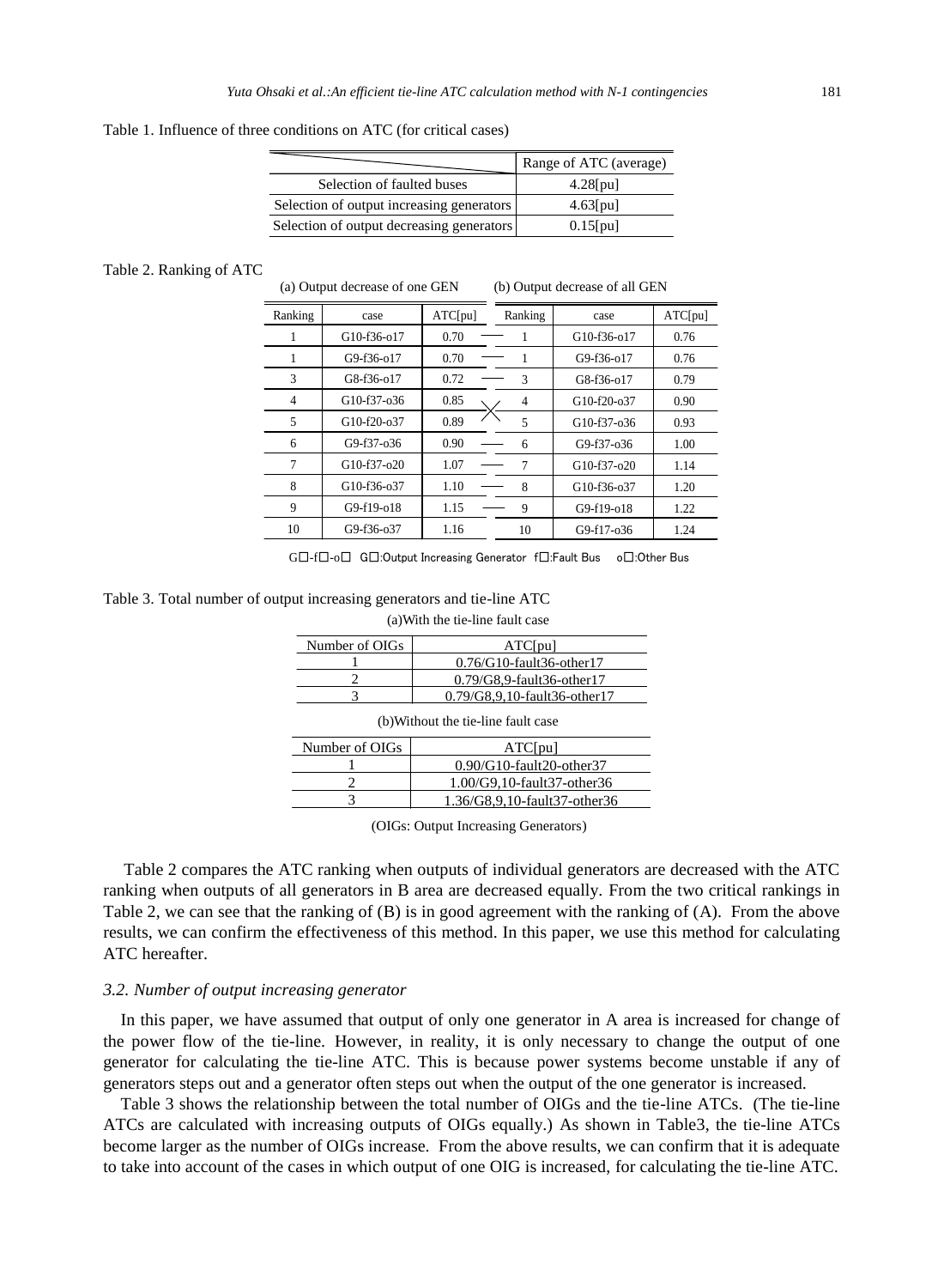Table 1. Influence of three conditions on ATC (for critical cases)

| | Range of ATC (average) |
|---|---|
| Selection of faulted buses | 4.28[pu] |
| Selection of output increasing generators | 4.63[pu] |
| Selection of output decreasing generators | 0.15[pu] |

Table 2. Ranking of ATC

| (a) Output decrease of one GEN | | | (b) Output decrease of all GEN | | |
|---|---|---|---|---|---|
| Ranking | case | ATC[pu] | Ranking | case | ATC[pu] |
| 1 | G10-f36-o17 | 0.70 | 1 | G10-f36-o17 | 0.76 |
| 1 | G9-f36-o17 | 0.70 | 1 | G9-f36-o17 | 0.76 |
| 3 | G8-f36-o17 | 0.72 | 3 | G8-f36-o17 | 0.79 |
| 4 | G10-f37-o36 | 0.85 | 4 | G10-f20-o37 | 0.90 |
| 5 | G10-f20-o37 | 0.89 | 5 | G10-f37-o36 | 0.93 |
| 6 | G9-f37-o36 | 0.90 | 6 | G9-f37-o36 | 1.00 |
| 7 | G10-f37-o20 | 1.07 | 7 | G10-f37-o20 | 1.14 |
| 8 | G10-f36-o37 | 1.10 | 8 | G10-f36-o37 | 1.20 |
| 9 | G9-f19-o18 | 1.15 | 9 | G9-f19-o18 | 1.22 |
| 10 | G9-f36-o37 | 1.16 | 10 | G9-f17-o36 | 1.24 |

G□-f□-o□ G□:Output Increasing Generator f□:Fault Bus o□:Other Bus

Table 3. Total number of output increasing generators and tie-line ATC

(a)With the tie-line fault case

| Number of OIGs | ATC[pu] |
|---|---|
| 1 | 0.76/G10-fault36-other17 |
| 2 | 0.79/G8,9-fault36-other17 |
| 3 | 0.79/G8,9,10-fault36-other17 |

(b)Without the tie-line fault case

| Number of OIGs | ATC[pu] |
|---|---|
| 1 | 0.90/G10-fault20-other37 |
| 2 | 1.00/G9,10-fault37-other36 |
| 3 | 1.36/G8,9,10-fault37-other36 |

(OIGs: Output Increasing Generators)

Table 2 compares the ATC ranking when outputs of individual generators are decreased with the ATC ranking when outputs of all generators in B area are decreased equally. From the two critical rankings in Table 2, we can see that the ranking of (B) is in good agreement with the ranking of (A). From the above results, we can confirm the effectiveness of this method. In this paper, we use this method for calculating ATC hereafter.

### *3.2. Number of output increasing generator*

In this paper, we have assumed that output of only one generator in A area is increased for change of the power flow of the tie-line. However, in reality, it is only necessary to change the output of one generator for calculating the tie-line ATC. This is because power systems become unstable if any of generators steps out and a generator often steps out when the output of the one generator is increased.

Table 3 shows the relationship between the total number of OIGs and the tie-line ATCs. (The tie-line ATCs are calculated with increasing outputs of OIGs equally.) As shown in Table3, the tie-line ATCs become larger as the number of OIGs increase. From the above results, we can confirm that it is adequate to take into account of the cases in which output of one OIG is increased, for calculating the tie-line ATC.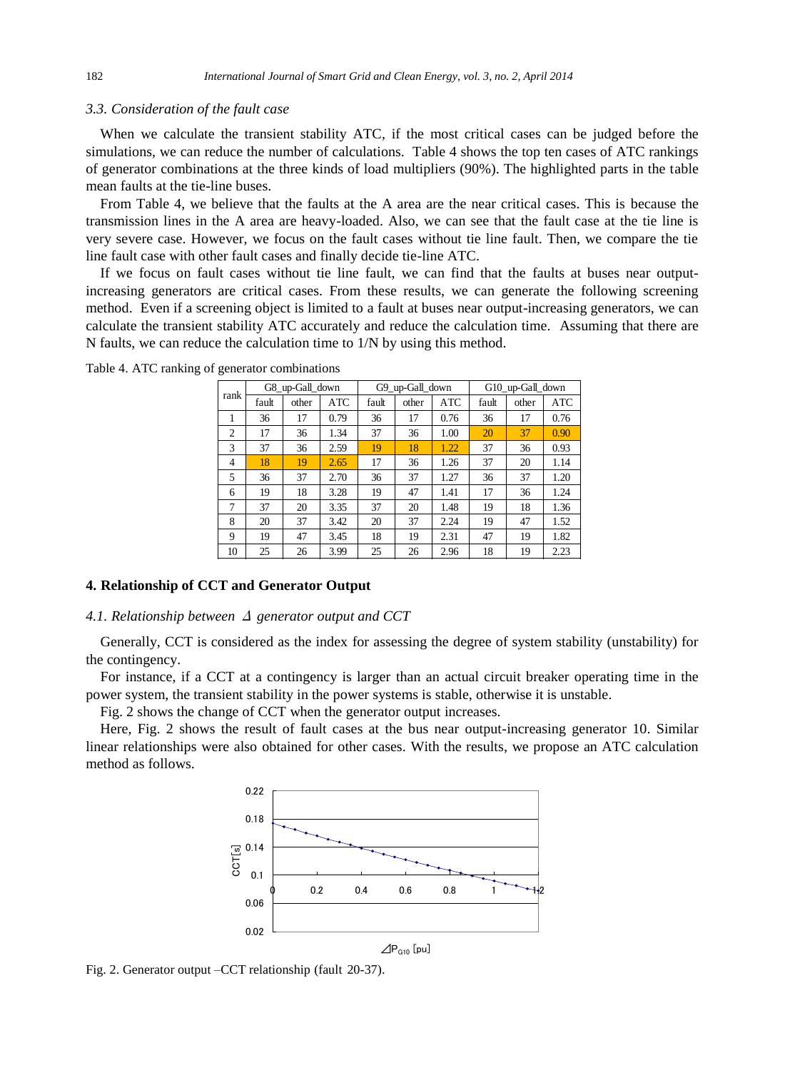### *3.3. Consideration of the fault case*

When we calculate the transient stability ATC, if the most critical cases can be judged before the simulations, we can reduce the number of calculations. Table 4 shows the top ten cases of ATC rankings of generator combinations at the three kinds of load multipliers (90%). The highlighted parts in the table mean faults at the tie-line buses.

From Table 4, we believe that the faults at the A area are the near critical cases. This is because the transmission lines in the A area are heavy-loaded. Also, we can see that the fault case at the tie line is very severe case. However, we focus on the fault cases without tie line fault. Then, we compare the tie line fault case with other fault cases and finally decide tie-line ATC.

If we focus on fault cases without tie line fault, we can find that the faults at buses near output-increasing generators are critical cases. From these results, we can generate the following screening method. Even if a screening object is limited to a fault at buses near output-increasing generators, we can calculate the transient stability ATC accurately and reduce the calculation time. Assuming that there are N faults, we can reduce the calculation time to 1/N by using this method.

Table 4. ATC ranking of generator combinations

| rank | G8_up-Gall_down | | | G9_up-Gall_down | | | G10_up-Gall_down | | |
|---|---|---|---|---|---|---|---|---|---|
| | fault | other | ATC | fault | other | ATC | fault | other | ATC |
| 1 | 36 | 17 | 0.79 | 36 | 17 | 0.76 | 36 | 17 | 0.76 |
| 2 | 17 | 36 | 1.34 | 37 | 36 | 1.00 | 20 | 37 | 0.90 |
| 3 | 37 | 36 | 2.59 | 19 | 18 | 1.22 | 37 | 36 | 0.93 |
| 4 | 18 | 19 | 2.65 | 17 | 36 | 1.26 | 37 | 20 | 1.14 |
| 5 | 36 | 37 | 2.70 | 36 | 37 | 1.27 | 36 | 37 | 1.20 |
| 6 | 19 | 18 | 3.28 | 19 | 47 | 1.41 | 17 | 36 | 1.24 |
| 7 | 37 | 20 | 3.35 | 37 | 20 | 1.48 | 19 | 18 | 1.36 |
| 8 | 20 | 37 | 3.42 | 20 | 37 | 2.24 | 19 | 47 | 1.52 |
| 9 | 19 | 47 | 3.45 | 18 | 19 | 2.31 | 47 | 19 | 1.82 |
| 10 | 25 | 26 | 3.99 | 25 | 26 | 2.96 | 18 | 19 | 2.23 |

## 4. Relationship of CCT and Generator Output

### *4.1. Relationship between ⊿ generator output and CCT*

Generally, CCT is considered as the index for assessing the degree of system stability (unstability) for the contingency.

For instance, if a CCT at a contingency is larger than an actual circuit breaker operating time in the power system, the transient stability in the power systems is stable, otherwise it is unstable.

Fig. 2 shows the change of CCT when the generator output increases.

Here, Fig. 2 shows the result of fault cases at the bus near output-increasing generator 10. Similar linear relationships were also obtained for other cases. With the results, we propose an ATC calculation method as follows.

Fig. 2. Generator output –CCT relationship (fault 20-37).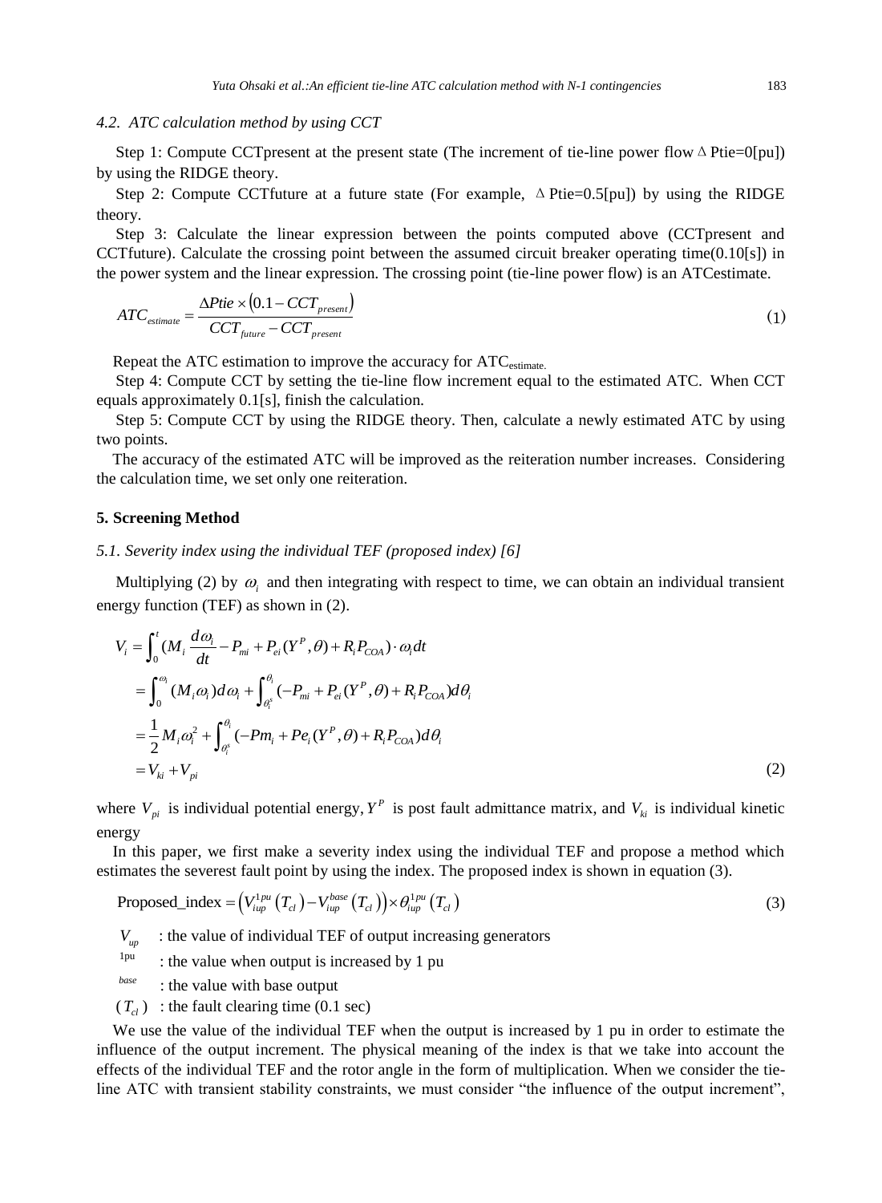### 4.2. ATC calculation method by using CCT

Step 1: Compute CCTpresent at the present state (The increment of tie-line power flow $\Delta$ Ptie=0[pu]) by using the RIDGE theory.

Step 2: Compute CCTfuture at a future state (For example, $\Delta$ Ptie=0.5[pu]) by using the RIDGE theory.

Step 3: Calculate the linear expression between the points computed above (CCTpresent and CCTfuture). Calculate the crossing point between the assumed circuit breaker operating time(0.10[s]) in the power system and the linear expression. The crossing point (tie-line power flow) is an ATCestimate.

$$ATC_{estimate} = \frac{\Delta Ptie \times (0.1 - CCT_{present})}{CCT_{future} - CCT_{present}} \tag{1}$$

Repeat the ATC estimation to improve the accuracy for $ATC_{estimate}$.

Step 4: Compute CCT by setting the tie-line flow increment equal to the estimated ATC. When CCT equals approximately 0.1[s], finish the calculation.

Step 5: Compute CCT by using the RIDGE theory. Then, calculate a newly estimated ATC by using two points.

The accuracy of the estimated ATC will be improved as the reiteration number increases. Considering the calculation time, we set only one reiteration.

## 5. Screening Method

### 5.1. Severity index using the individual TEF (proposed index) [6]

Multiplying (2) by $\omega_i$ and then integrating with respect to time, we can obtain an individual transient energy function (TEF) as shown in (2).

$$\begin{aligned}
V_i &= \int_0^t (M_i \frac{d\omega_i}{dt} - P_{mi} + P_{ei}(Y^P, \theta) + R_i P_{COA}) \cdot \omega_i dt \\
&= \int_0^{\omega_i} (M_i \omega_i) d\omega_i + \int_{\theta_i^s}^{\theta_i} (-P_{mi} + P_{ei}(Y^P, \theta) + R_i P_{COA}) d\theta_i \\
&= \frac{1}{2} M_i \omega_i^2 + \int_{\theta_i^s}^{\theta_i} (-Pm_i + Pe_i(Y^P, \theta) + R_i P_{COA}) d\theta_i \\
&= V_{ki} + V_{pi}
\end{aligned} \tag{2}$$

where $V_{pi}$ is individual potential energy, $Y^P$ is post fault admittance matrix, and $V_{ki}$ is individual kinetic energy

In this paper, we first make a severity index using the individual TEF and propose a method which estimates the severest fault point by using the index. The proposed index is shown in equation (3).

$$\text{Proposed\_index} = \left(V_{iup}^{1pu}(T_{cl}) - V_{iup}^{base}(T_{cl})\right) \times \theta_{iup}^{1pu}(T_{cl}) \tag{3}$$

$V_{up}$ : the value of individual TEF of output increasing generators

$^{1pu}$ : the value when output is increased by 1 pu

$^{base}$ : the value with base output

$(T_{cl})$ : the fault clearing time (0.1 sec)

We use the value of the individual TEF when the output is increased by 1 pu in order to estimate the influence of the output increment. The physical meaning of the index is that we take into account the effects of the individual TEF and the rotor angle in the form of multiplication. When we consider the tie-line ATC with transient stability constraints, we must consider "the influence of the output increment",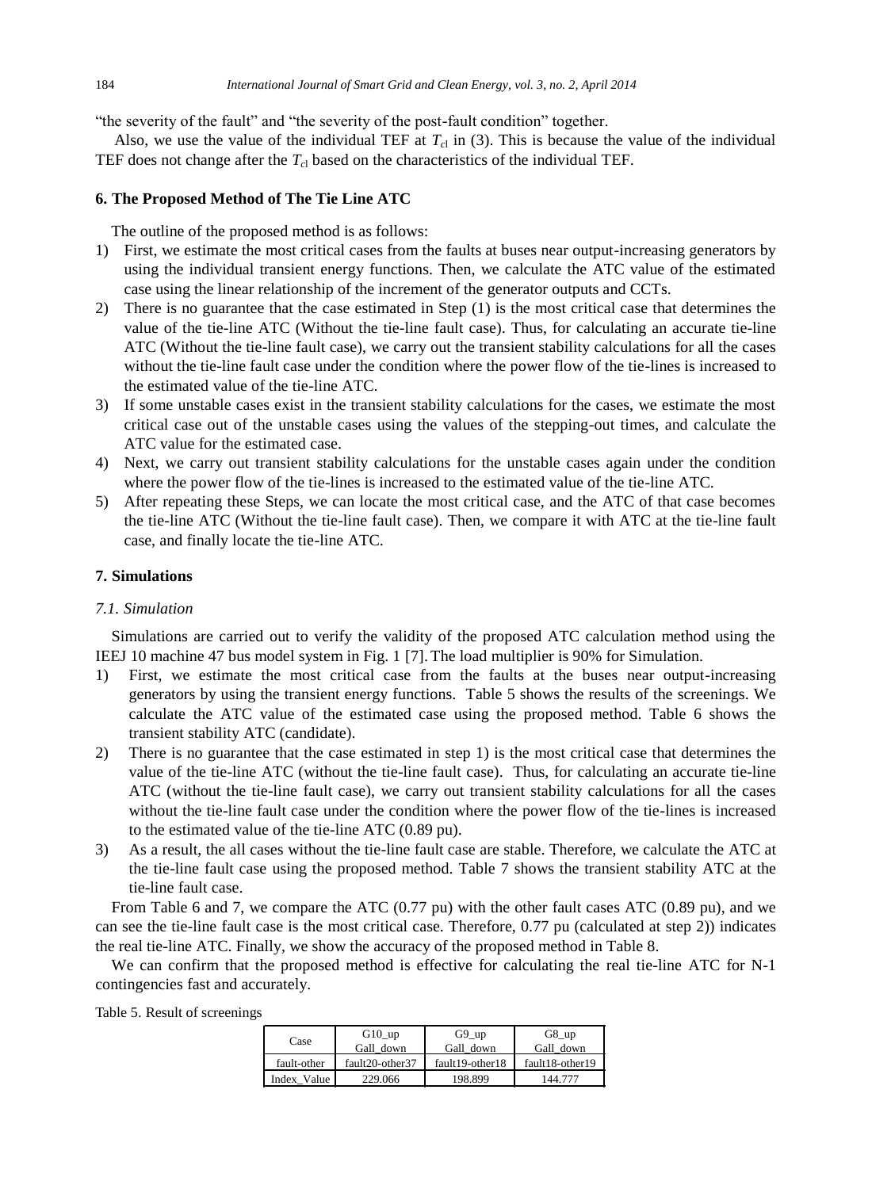“the severity of the fault” and “the severity of the post-fault condition” together.

Also, we use the value of the individual TEF at $T_{cl}$ in (3). This is because the value of the individual TEF does not change after the $T_{cl}$ based on the characteristics of the individual TEF.

## 6. The Proposed Method of The Tie Line ATC

The outline of the proposed method is as follows:

1) First, we estimate the most critical cases from the faults at buses near output-increasing generators by using the individual transient energy functions. Then, we calculate the ATC value of the estimated case using the linear relationship of the increment of the generator outputs and CCTs.
2) There is no guarantee that the case estimated in Step (1) is the most critical case that determines the value of the tie-line ATC (Without the tie-line fault case). Thus, for calculating an accurate tie-line ATC (Without the tie-line fault case), we carry out the transient stability calculations for all the cases without the tie-line fault case under the condition where the power flow of the tie-lines is increased to the estimated value of the tie-line ATC.
3) If some unstable cases exist in the transient stability calculations for the cases, we estimate the most critical case out of the unstable cases using the values of the stepping-out times, and calculate the ATC value for the estimated case.
4) Next, we carry out transient stability calculations for the unstable cases again under the condition where the power flow of the tie-lines is increased to the estimated value of the tie-line ATC.
5) After repeating these Steps, we can locate the most critical case, and the ATC of that case becomes the tie-line ATC (Without the tie-line fault case). Then, we compare it with ATC at the tie-line fault case, and finally locate the tie-line ATC.

## 7. Simulations

### *7.1. Simulation*

Simulations are carried out to verify the validity of the proposed ATC calculation method using the IEEJ 10 machine 47 bus model system in Fig. 1 [7]. The load multiplier is 90% for Simulation.

1) First, we estimate the most critical case from the faults at the buses near output-increasing generators by using the transient energy functions. Table 5 shows the results of the screenings. We calculate the ATC value of the estimated case using the proposed method. Table 6 shows the transient stability ATC (candidate).
2) There is no guarantee that the case estimated in step 1) is the most critical case that determines the value of the tie-line ATC (without the tie-line fault case). Thus, for calculating an accurate tie-line ATC (without the tie-line fault case), we carry out transient stability calculations for all the cases without the tie-line fault case under the condition where the power flow of the tie-lines is increased to the estimated value of the tie-line ATC (0.89 pu).
3) As a result, the all cases without the tie-line fault case are stable. Therefore, we calculate the ATC at the tie-line fault case using the proposed method. Table 7 shows the transient stability ATC at the tie-line fault case.

From Table 6 and 7, we compare the ATC (0.77 pu) with the other fault cases ATC (0.89 pu), and we can see the tie-line fault case is the most critical case. Therefore, 0.77 pu (calculated at step 2)) indicates the real tie-line ATC. Finally, we show the accuracy of the proposed method in Table 8.

We can confirm that the proposed method is effective for calculating the real tie-line ATC for N-1 contingencies fast and accurately.

Table 5. Result of screenings

| Case | G10_up Gall_down | G9_up Gall_down | G8_up Gall_down |
|---|---|---|---|
| fault-other | fault20-other37 | fault19-other18 | fault18-other19 |
| Index_Value | 229.066 | 198.899 | 144.777 |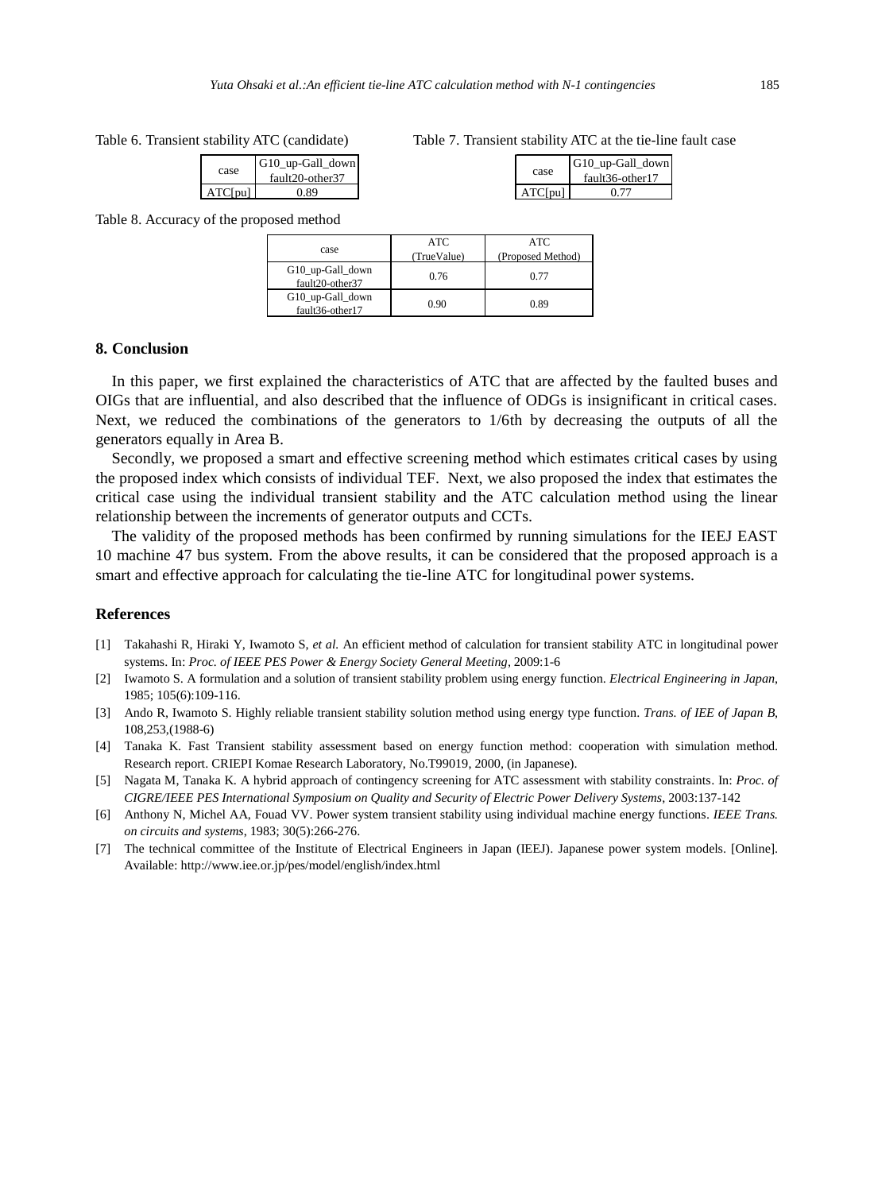Table 6. Transient stability ATC (candidate)

| case | G10_up-Gall_down fault20-other37 |
| --- | --- |
| ATC[pu] | 0.89 |

Table 7. Transient stability ATC at the tie-line fault case

| case | G10_up-Gall_down fault36-other17 |
| --- | --- |
| ATC[pu] | 0.77 |

Table 8. Accuracy of the proposed method

| case | ATC (TrueValue) | ATC (Proposed Method) |
| --- | --- | --- |
| G10_up-Gall_down fault20-other37 | 0.76 | 0.77 |
| G10_up-Gall_down fault36-other17 | 0.90 | 0.89 |

## 8. Conclusion

In this paper, we first explained the characteristics of ATC that are affected by the faulted buses and OIGs that are influential, and also described that the influence of ODGs is insignificant in critical cases. Next, we reduced the combinations of the generators to 1/6th by decreasing the outputs of all the generators equally in Area B.

Secondly, we proposed a smart and effective screening method which estimates critical cases by using the proposed index which consists of individual TEF. Next, we also proposed the index that estimates the critical case using the individual transient stability and the ATC calculation method using the linear relationship between the increments of generator outputs and CCTs.

The validity of the proposed methods has been confirmed by running simulations for the IEEJ EAST 10 machine 47 bus system. From the above results, it can be considered that the proposed approach is a smart and effective approach for calculating the tie-line ATC for longitudinal power systems.

## References

[1] Takahashi R, Hiraki Y, Iwamoto S, *et al.* An efficient method of calculation for transient stability ATC in longitudinal power systems. In: *Proc. of IEEE PES Power & Energy Society General Meeting*, 2009:1-6

[2] Iwamoto S. A formulation and a solution of transient stability problem using energy function. *Electrical Engineering in Japan*, 1985; 105(6):109-116.

[3] Ando R, Iwamoto S. Highly reliable transient stability solution method using energy type function. *Trans. of IEE of Japan B*, 108,253,(1988-6)

[4] Tanaka K. Fast Transient stability assessment based on energy function method: cooperation with simulation method. Research report. CRIEPI Komae Research Laboratory, No.T99019, 2000, (in Japanese).

[5] Nagata M, Tanaka K. A hybrid approach of contingency screening for ATC assessment with stability constraints. In: *Proc. of CIGRE/IEEE PES International Symposium on Quality and Security of Electric Power Delivery Systems*, 2003:137-142

[6] Anthony N, Michel AA, Fouad VV. Power system transient stability using individual machine energy functions. *IEEE Trans. on circuits and systems*, 1983; 30(5):266-276.

[7] The technical committee of the Institute of Electrical Engineers in Japan (IEEJ). Japanese power system models. [Online]. Available: http://www.iee.or.jp/pes/model/english/index.html